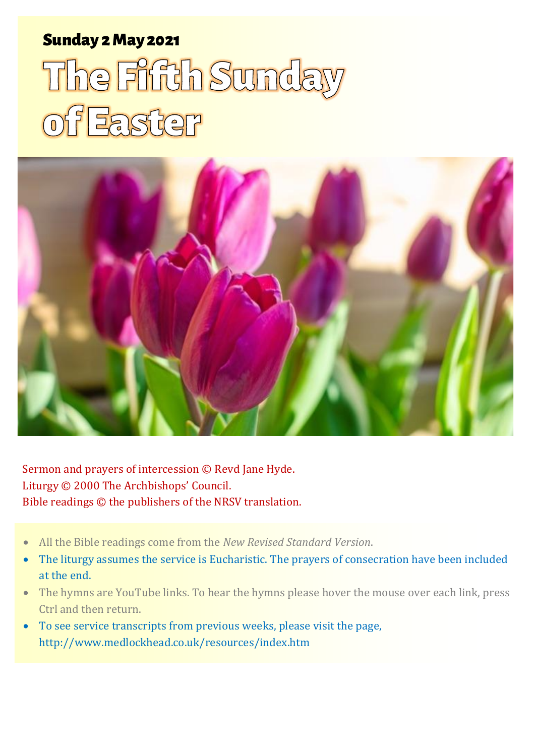**Sunday 2 May 2021**

# The Fifth Sunday of Easter

Sermon and prayers of intercession © Revd Jane Hyde.
Liturgy © 2000 The Archbishops' Council.
Bible readings © the publishers of the NRSV translation.

- All the Bible readings come from the *New Revised Standard Version*.
- The liturgy assumes the service is Eucharistic. The prayers of consecration have been included at the end.
- The hymns are YouTube links. To hear the hymns please hover the mouse over each link, press Ctrl and then return.
- To see service transcripts from previous weeks, please visit the page, http://www.medlockhead.co.uk/resources/index.htm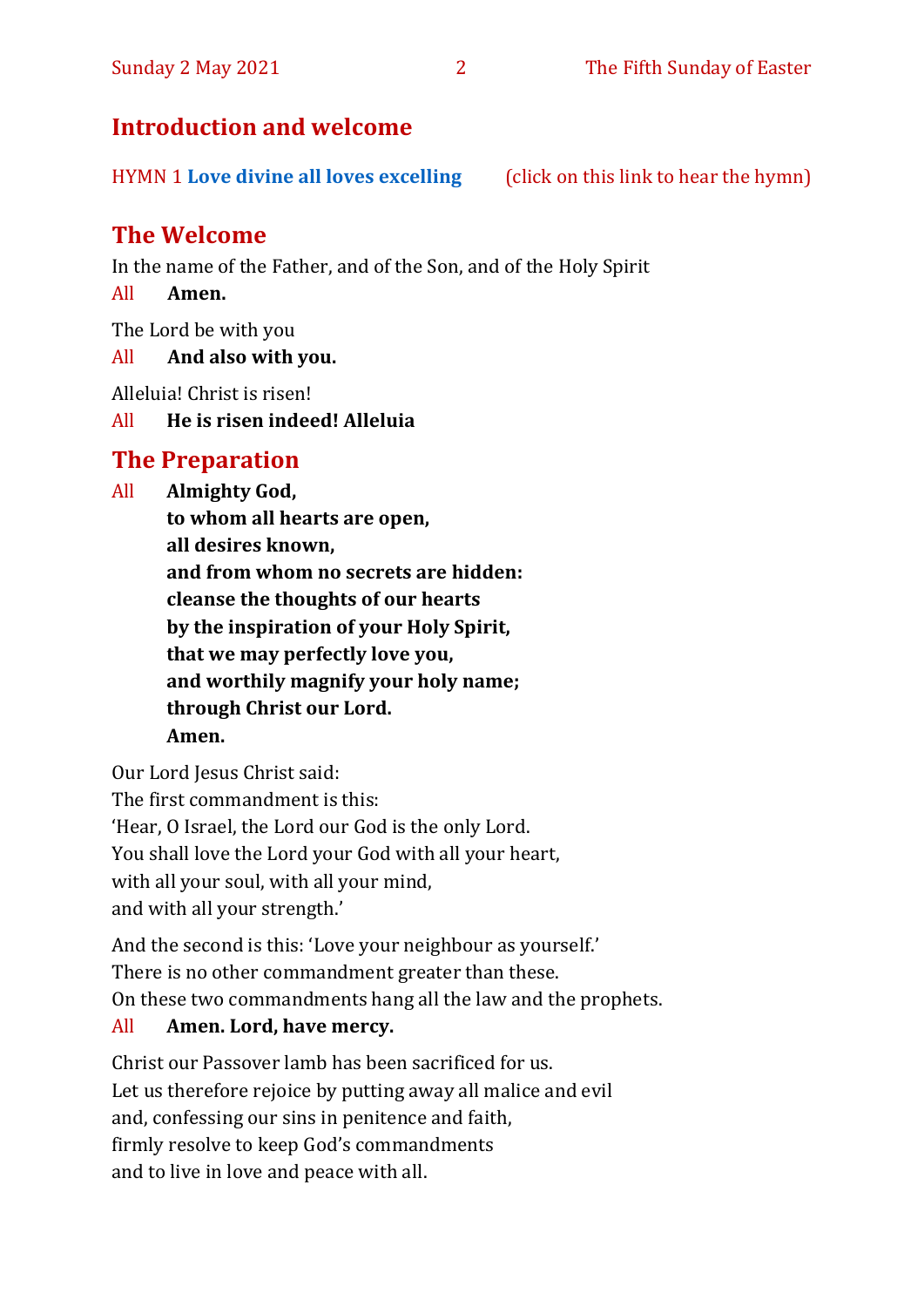## Introduction and welcome

HYMN 1 **Love divine all loves excelling** (click on this link to hear the hymn)

## The Welcome

In the name of the Father, and of the Son, and of the Holy Spirit

All **Amen.**

The Lord be with you

All **And also with you.**

Alleluia! Christ is risen!

All **He is risen indeed! Alleluia**

## The Preparation

All **Almighty God,**
**to whom all hearts are open,**
**all desires known,**
**and from whom no secrets are hidden:**
**cleanse the thoughts of our hearts**
**by the inspiration of your Holy Spirit,**
**that we may perfectly love you,**
**and worthily magnify your holy name;**
**through Christ our Lord.**
**Amen.**

Our Lord Jesus Christ said:
The first commandment is this:
'Hear, O Israel, the Lord our God is the only Lord.
You shall love the Lord your God with all your heart,
with all your soul, with all your mind,
and with all your strength.'

And the second is this: 'Love your neighbour as yourself.'
There is no other commandment greater than these.
On these two commandments hang all the law and the prophets.

All **Amen. Lord, have mercy.**

Christ our Passover lamb has been sacrificed for us.
Let us therefore rejoice by putting away all malice and evil
and, confessing our sins in penitence and faith,
firmly resolve to keep God's commandments
and to live in love and peace with all.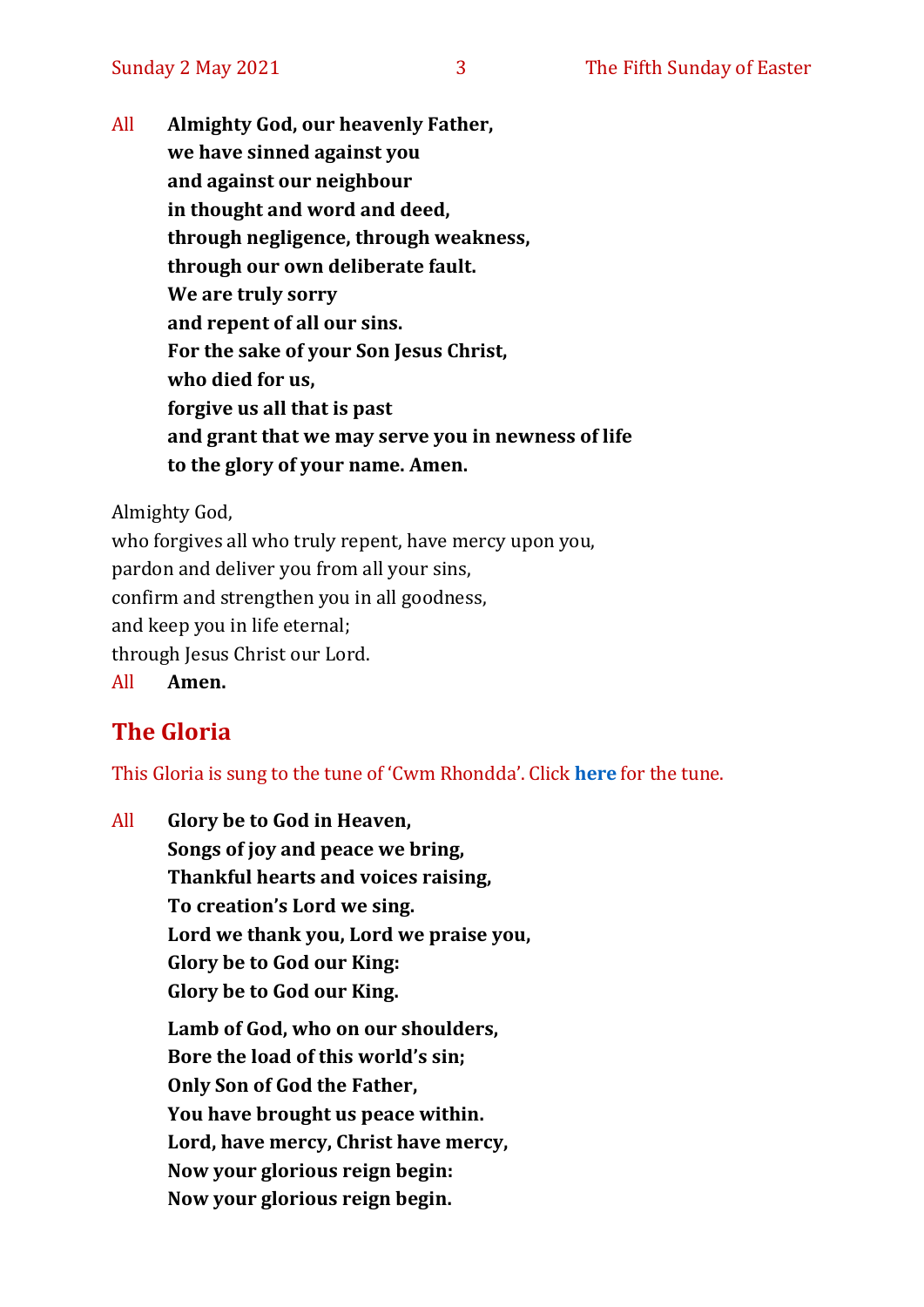All **Almighty God, our heavenly Father,**
**we have sinned against you**
**and against our neighbour**
**in thought and word and deed,**
**through negligence, through weakness,**
**through our own deliberate fault.**
**We are truly sorry**
**and repent of all our sins.**
**For the sake of your Son Jesus Christ,**
**who died for us,**
**forgive us all that is past**
**and grant that we may serve you in newness of life**
**to the glory of your name. Amen.**

Almighty God,
who forgives all who truly repent, have mercy upon you,
pardon and deliver you from all your sins,
confirm and strengthen you in all goodness,
and keep you in life eternal;
through Jesus Christ our Lord.
All **Amen.**

## The Gloria

This Gloria is sung to the tune of 'Cwm Rhondda'. Click **here** for the tune.

All **Glory be to God in Heaven,**
**Songs of joy and peace we bring,**
**Thankful hearts and voices raising,**
**To creation's Lord we sing.**
**Lord we thank you, Lord we praise you,**
**Glory be to God our King:**
**Glory be to God our King.**

**Lamb of God, who on our shoulders,**
**Bore the load of this world's sin;**
**Only Son of God the Father,**
**You have brought us peace within.**
**Lord, have mercy, Christ have mercy,**
**Now your glorious reign begin:**
**Now your glorious reign begin.**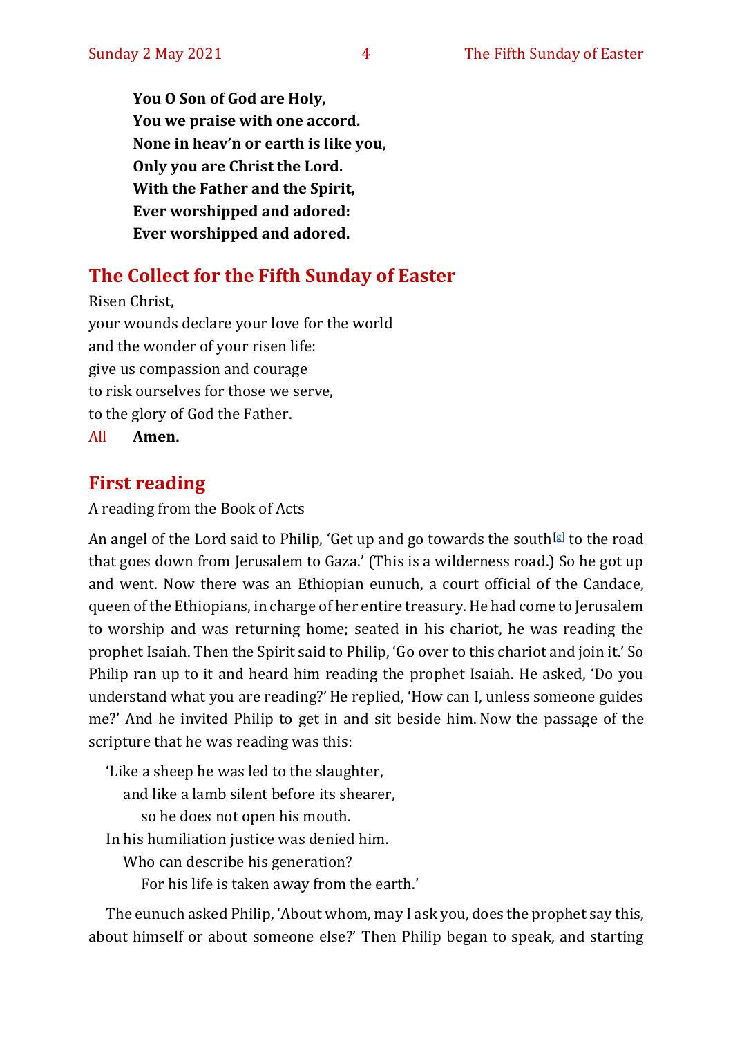**You O Son of God are Holy,**
**You we praise with one accord.**
**None in heav'n or earth is like you,**
**Only you are Christ the Lord.**
**With the Father and the Spirit,**
**Ever worshipped and adored:**
**Ever worshipped and adored.**

## The Collect for the Fifth Sunday of Easter

Risen Christ,
your wounds declare your love for the world
and the wonder of your risen life:
give us compassion and courage
to risk ourselves for those we serve,
to the glory of God the Father.
All **Amen.**

## First reading

A reading from the Book of Acts

An angel of the Lord said to Philip, 'Get up and go towards the south[g] to the road that goes down from Jerusalem to Gaza.' (This is a wilderness road.) So he got up and went. Now there was an Ethiopian eunuch, a court official of the Candace, queen of the Ethiopians, in charge of her entire treasury. He had come to Jerusalem to worship and was returning home; seated in his chariot, he was reading the prophet Isaiah. Then the Spirit said to Philip, 'Go over to this chariot and join it.' So Philip ran up to it and heard him reading the prophet Isaiah. He asked, 'Do you understand what you are reading?' He replied, 'How can I, unless someone guides me?' And he invited Philip to get in and sit beside him. Now the passage of the scripture that he was reading was this:

'Like a sheep he was led to the slaughter,
  and like a lamb silent before its shearer,
    so he does not open his mouth.
In his humiliation justice was denied him.
  Who can describe his generation?
    For his life is taken away from the earth.'

The eunuch asked Philip, 'About whom, may I ask you, does the prophet say this, about himself or about someone else?' Then Philip began to speak, and starting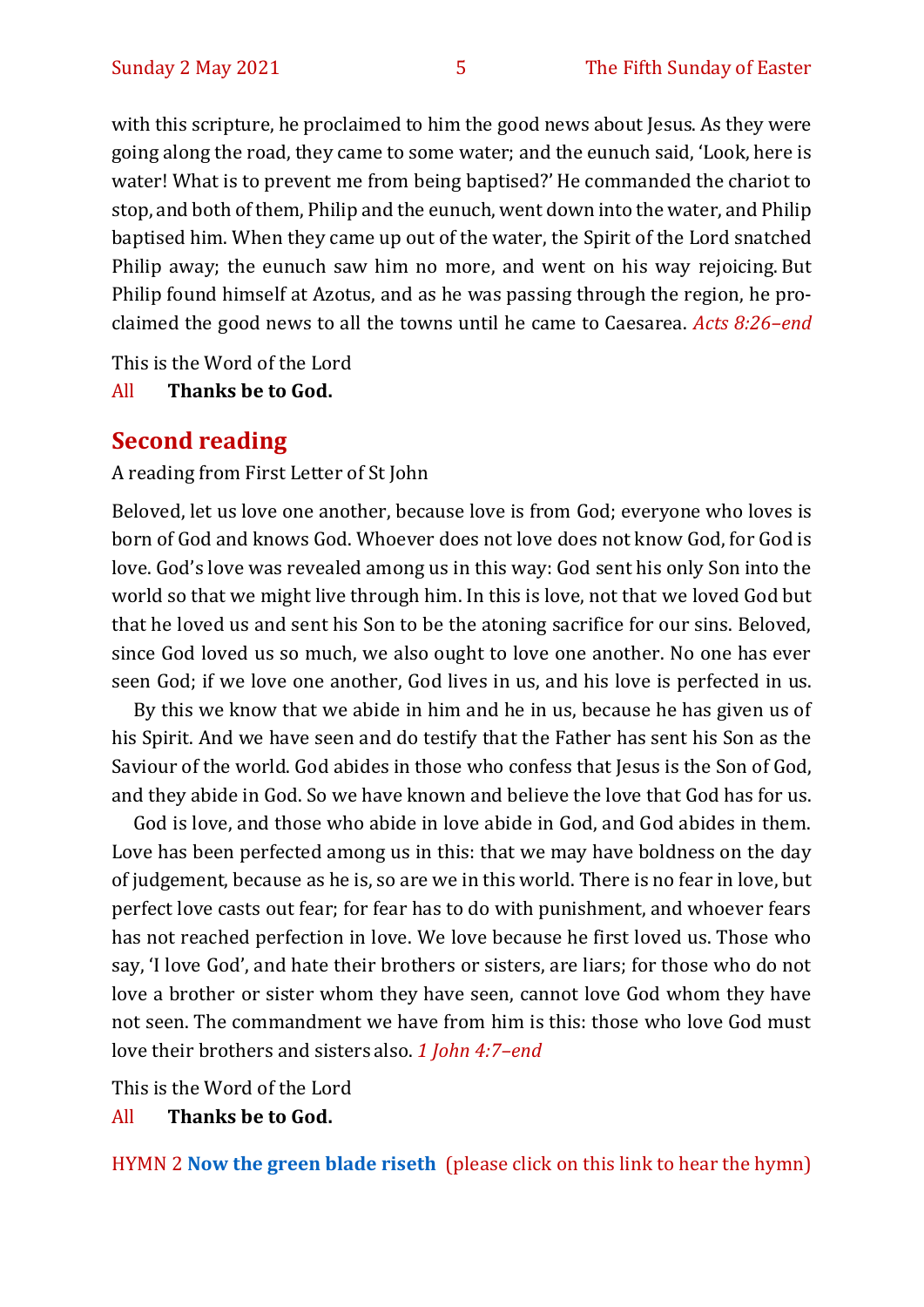with this scripture, he proclaimed to him the good news about Jesus. As they were going along the road, they came to some water; and the eunuch said, 'Look, here is water! What is to prevent me from being baptised?' He commanded the chariot to stop, and both of them, Philip and the eunuch, went down into the water, and Philip baptised him. When they came up out of the water, the Spirit of the Lord snatched Philip away; the eunuch saw him no more, and went on his way rejoicing. But Philip found himself at Azotus, and as he was passing through the region, he proclaimed the good news to all the towns until he came to Caesarea. *Acts 8:26–end*

This is the Word of the Lord

All **Thanks be to God.**

## Second reading

A reading from First Letter of St John

Beloved, let us love one another, because love is from God; everyone who loves is born of God and knows God. Whoever does not love does not know God, for God is love. God's love was revealed among us in this way: God sent his only Son into the world so that we might live through him. In this is love, not that we loved God but that he loved us and sent his Son to be the atoning sacrifice for our sins. Beloved, since God loved us so much, we also ought to love one another. No one has ever seen God; if we love one another, God lives in us, and his love is perfected in us.

By this we know that we abide in him and he in us, because he has given us of his Spirit. And we have seen and do testify that the Father has sent his Son as the Saviour of the world. God abides in those who confess that Jesus is the Son of God, and they abide in God. So we have known and believe the love that God has for us.

God is love, and those who abide in love abide in God, and God abides in them. Love has been perfected among us in this: that we may have boldness on the day of judgement, because as he is, so are we in this world. There is no fear in love, but perfect love casts out fear; for fear has to do with punishment, and whoever fears has not reached perfection in love. We love because he first loved us. Those who say, 'I love God', and hate their brothers or sisters, are liars; for those who do not love a brother or sister whom they have seen, cannot love God whom they have not seen. The commandment we have from him is this: those who love God must love their brothers and sisters also. *1 John 4:7–end*

This is the Word of the Lord

All **Thanks be to God.**

HYMN 2 **Now the green blade riseth** (please click on this link to hear the hymn)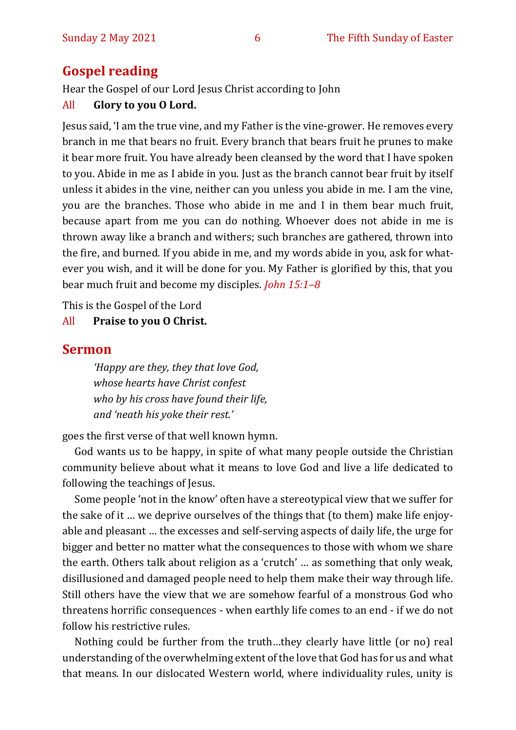## Gospel reading

Hear the Gospel of our Lord Jesus Christ according to John

All **Glory to you O Lord.**

Jesus said, 'I am the true vine, and my Father is the vine-grower. He removes every branch in me that bears no fruit. Every branch that bears fruit he prunes to make it bear more fruit. You have already been cleansed by the word that I have spoken to you. Abide in me as I abide in you. Just as the branch cannot bear fruit by itself unless it abides in the vine, neither can you unless you abide in me. I am the vine, you are the branches. Those who abide in me and I in them bear much fruit, because apart from me you can do nothing. Whoever does not abide in me is thrown away like a branch and withers; such branches are gathered, thrown into the fire, and burned. If you abide in me, and my words abide in you, ask for whatever you wish, and it will be done for you. My Father is glorified by this, that you bear much fruit and become my disciples. *John 15:1–8*

This is the Gospel of the Lord

All **Praise to you O Christ.**

## Sermon

> *'Happy are they, they that love God,*
> *whose hearts have Christ confest*
> *who by his cross have found their life,*
> *and 'neath his yoke their rest.'*

goes the first verse of that well known hymn.

God wants us to be happy, in spite of what many people outside the Christian community believe about what it means to love God and live a life dedicated to following the teachings of Jesus.

Some people 'not in the know' often have a stereotypical view that we suffer for the sake of it … we deprive ourselves of the things that (to them) make life enjoyable and pleasant … the excesses and self-serving aspects of daily life, the urge for bigger and better no matter what the consequences to those with whom we share the earth. Others talk about religion as a 'crutch' … as something that only weak, disillusioned and damaged people need to help them make their way through life. Still others have the view that we are somehow fearful of a monstrous God who threatens horrific consequences - when earthly life comes to an end - if we do not follow his restrictive rules.

Nothing could be further from the truth…they clearly have little (or no) real understanding of the overwhelming extent of the love that God has for us and what that means. In our dislocated Western world, where individuality rules, unity is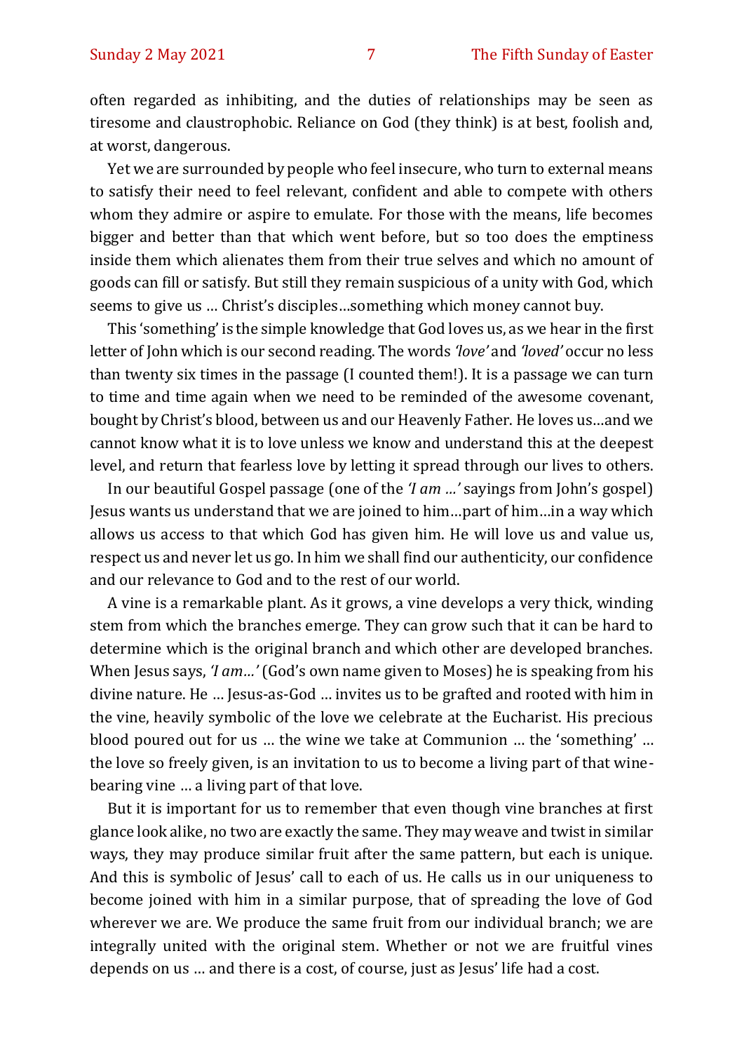often regarded as inhibiting, and the duties of relationships may be seen as tiresome and claustrophobic. Reliance on God (they think) is at best, foolish and, at worst, dangerous.

Yet we are surrounded by people who feel insecure, who turn to external means to satisfy their need to feel relevant, confident and able to compete with others whom they admire or aspire to emulate. For those with the means, life becomes bigger and better than that which went before, but so too does the emptiness inside them which alienates them from their true selves and which no amount of goods can fill or satisfy. But still they remain suspicious of a unity with God, which seems to give us … Christ's disciples…something which money cannot buy.

This 'something' is the simple knowledge that God loves us, as we hear in the first letter of John which is our second reading. The words *'love'* and *'loved'* occur no less than twenty six times in the passage (I counted them!). It is a passage we can turn to time and time again when we need to be reminded of the awesome covenant, bought by Christ's blood, between us and our Heavenly Father. He loves us…and we cannot know what it is to love unless we know and understand this at the deepest level, and return that fearless love by letting it spread through our lives to others.

In our beautiful Gospel passage (one of the *'I am …'* sayings from John's gospel) Jesus wants us understand that we are joined to him…part of him…in a way which allows us access to that which God has given him. He will love us and value us, respect us and never let us go. In him we shall find our authenticity, our confidence and our relevance to God and to the rest of our world.

A vine is a remarkable plant. As it grows, a vine develops a very thick, winding stem from which the branches emerge. They can grow such that it can be hard to determine which is the original branch and which other are developed branches. When Jesus says, *'I am…'* (God's own name given to Moses) he is speaking from his divine nature. He … Jesus-as-God … invites us to be grafted and rooted with him in the vine, heavily symbolic of the love we celebrate at the Eucharist. His precious blood poured out for us … the wine we take at Communion … the 'something' … the love so freely given, is an invitation to us to become a living part of that wine-bearing vine … a living part of that love.

But it is important for us to remember that even though vine branches at first glance look alike, no two are exactly the same. They may weave and twist in similar ways, they may produce similar fruit after the same pattern, but each is unique. And this is symbolic of Jesus' call to each of us. He calls us in our uniqueness to become joined with him in a similar purpose, that of spreading the love of God wherever we are. We produce the same fruit from our individual branch; we are integrally united with the original stem. Whether or not we are fruitful vines depends on us … and there is a cost, of course, just as Jesus' life had a cost.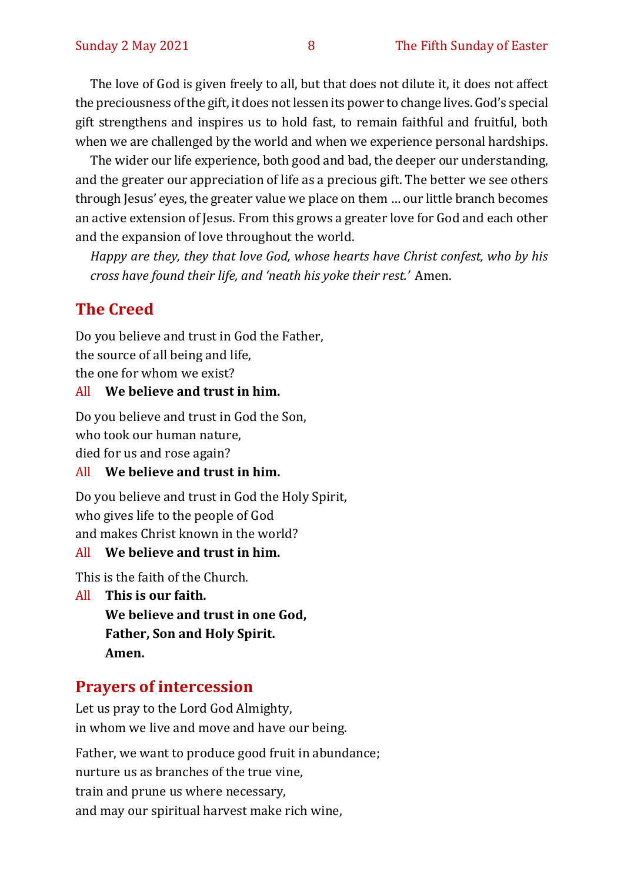The love of God is given freely to all, but that does not dilute it, it does not affect the preciousness of the gift, it does not lessen its power to change lives. God's special gift strengthens and inspires us to hold fast, to remain faithful and fruitful, both when we are challenged by the world and when we experience personal hardships.

The wider our life experience, both good and bad, the deeper our understanding, and the greater our appreciation of life as a precious gift. The better we see others through Jesus' eyes, the greater value we place on them … our little branch becomes an active extension of Jesus. From this grows a greater love for God and each other and the expansion of love throughout the world.

*Happy are they, they that love God, whose hearts have Christ confest, who by his cross have found their life, and 'neath his yoke their rest.'* Amen.

## The Creed

Do you believe and trust in God the Father,
the source of all being and life,
the one for whom we exist?

All **We believe and trust in him.**

Do you believe and trust in God the Son,
who took our human nature,
died for us and rose again?

All **We believe and trust in him.**

Do you believe and trust in God the Holy Spirit,
who gives life to the people of God
and makes Christ known in the world?

All **We believe and trust in him.**

This is the faith of the Church.

All **This is our faith.**
**We believe and trust in one God,**
**Father, Son and Holy Spirit.**
**Amen.**

## Prayers of intercession

Let us pray to the Lord God Almighty,
in whom we live and move and have our being.

Father, we want to produce good fruit in abundance;
nurture us as branches of the true vine,
train and prune us where necessary,
and may our spiritual harvest make rich wine,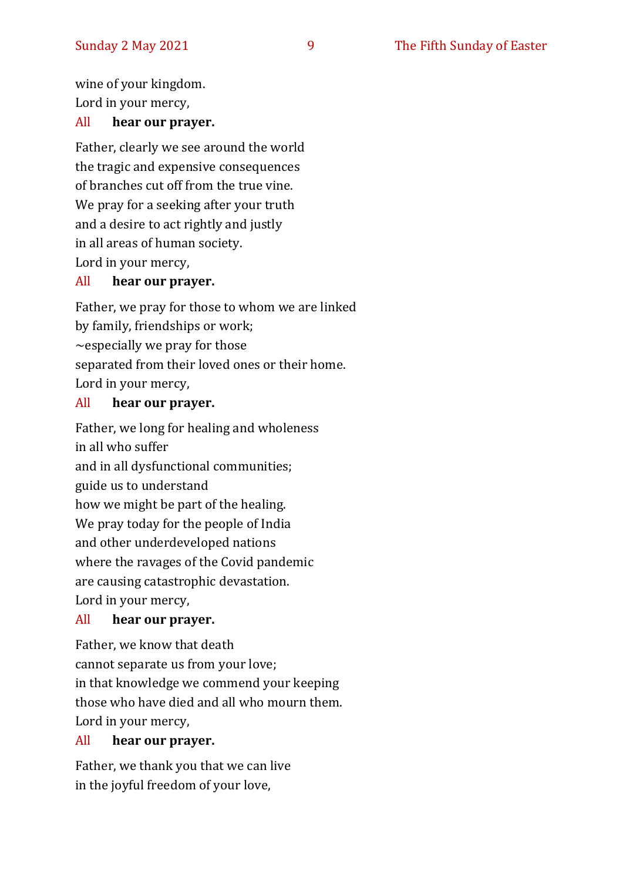wine of your kingdom.  
Lord in your mercy,

All **hear our prayer.**

Father, clearly we see around the world  
the tragic and expensive consequences  
of branches cut off from the true vine.  
We pray for a seeking after your truth  
and a desire to act rightly and justly  
in all areas of human society.  
Lord in your mercy,

All **hear our prayer.**

Father, we pray for those to whom we are linked  
by family, friendships or work;  
~especially we pray for those  
separated from their loved ones or their home.  
Lord in your mercy,

All **hear our prayer.**

Father, we long for healing and wholeness  
in all who suffer  
and in all dysfunctional communities;  
guide us to understand  
how we might be part of the healing.  
We pray today for the people of India  
and other underdeveloped nations  
where the ravages of the Covid pandemic  
are causing catastrophic devastation.  
Lord in your mercy,

All **hear our prayer.**

Father, we know that death  
cannot separate us from your love;  
in that knowledge we commend your keeping  
those who have died and all who mourn them.  
Lord in your mercy,

All **hear our prayer.**

Father, we thank you that we can live  
in the joyful freedom of your love,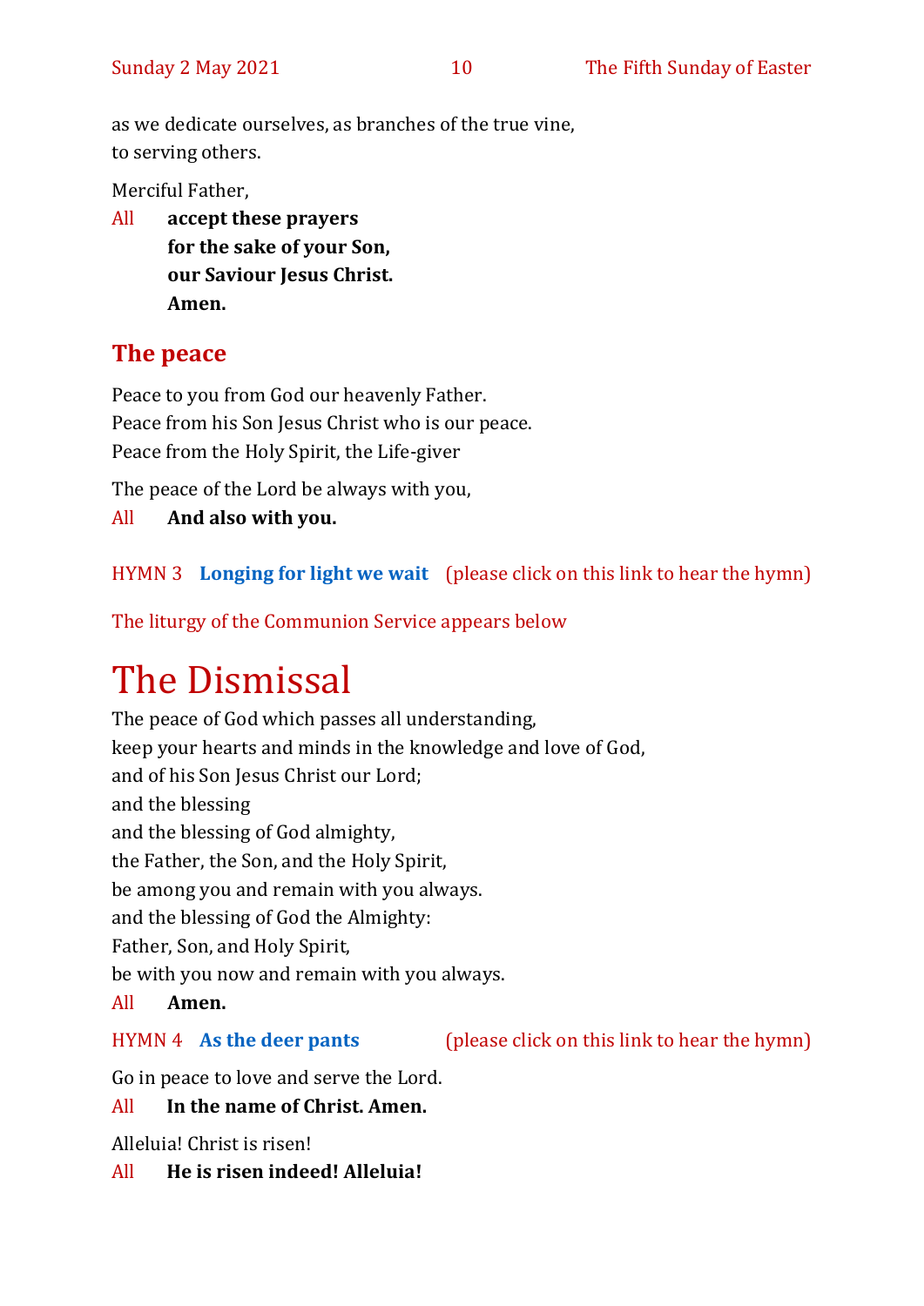as we dedicate ourselves, as branches of the true vine,
to serving others.

Merciful Father,

All **accept these prayers**
**for the sake of your Son,**
**our Saviour Jesus Christ.**
**Amen.**

## The peace

Peace to you from God our heavenly Father.
Peace from his Son Jesus Christ who is our peace.
Peace from the Holy Spirit, the Life-giver

The peace of the Lord be always with you,

All **And also with you.**

HYMN 3 **Longing for light we wait** (please click on this link to hear the hymn)

The liturgy of the Communion Service appears below

# The Dismissal

The peace of God which passes all understanding,
keep your hearts and minds in the knowledge and love of God,
and of his Son Jesus Christ our Lord;
and the blessing
and the blessing of God almighty,
the Father, the Son, and the Holy Spirit,
be among you and remain with you always.
and the blessing of God the Almighty:
Father, Son, and Holy Spirit,
be with you now and remain with you always.

All **Amen.**

HYMN 4 **As the deer pants** (please click on this link to hear the hymn)

Go in peace to love and serve the Lord.

All **In the name of Christ. Amen.**

Alleluia! Christ is risen!

All **He is risen indeed! Alleluia!**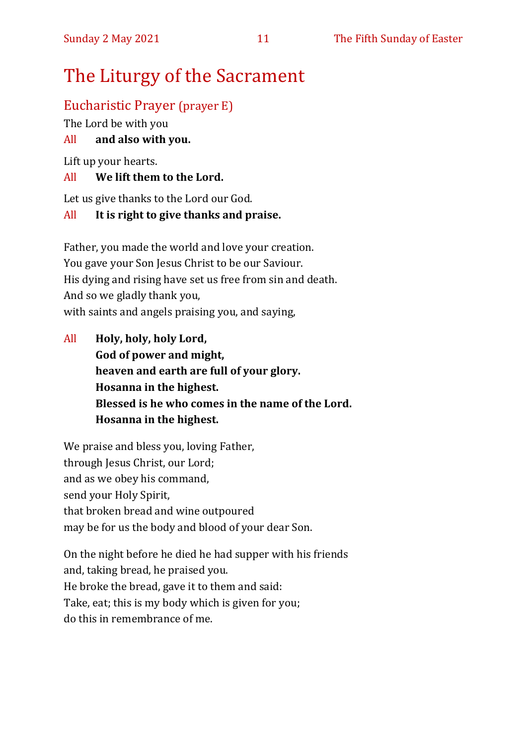# The Liturgy of the Sacrament

## Eucharistic Prayer (prayer E)

The Lord be with you

All **and also with you.**

Lift up your hearts.

All **We lift them to the Lord.**

Let us give thanks to the Lord our God.

All **It is right to give thanks and praise.**

Father, you made the world and love your creation.
You gave your Son Jesus Christ to be our Saviour.
His dying and rising have set us free from sin and death.
And so we gladly thank you,
with saints and angels praising you, and saying,

All **Holy, holy, holy Lord,**
**God of power and might,**
**heaven and earth are full of your glory.**
**Hosanna in the highest.**
**Blessed is he who comes in the name of the Lord.**
**Hosanna in the highest.**

We praise and bless you, loving Father,
through Jesus Christ, our Lord;
and as we obey his command,
send your Holy Spirit,
that broken bread and wine outpoured
may be for us the body and blood of your dear Son.

On the night before he died he had supper with his friends
and, taking bread, he praised you.
He broke the bread, gave it to them and said:
Take, eat; this is my body which is given for you;
do this in remembrance of me.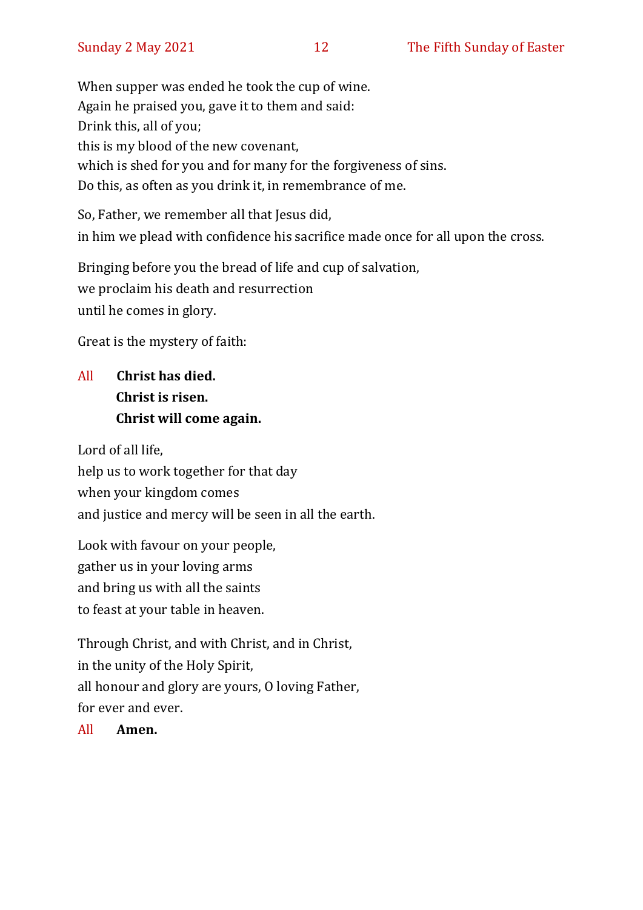When supper was ended he took the cup of wine.
Again he praised you, gave it to them and said:
Drink this, all of you;
this is my blood of the new covenant,
which is shed for you and for many for the forgiveness of sins.
Do this, as often as you drink it, in remembrance of me.

So, Father, we remember all that Jesus did,
in him we plead with confidence his sacrifice made once for all upon the cross.

Bringing before you the bread of life and cup of salvation,
we proclaim his death and resurrection
until he comes in glory.

Great is the mystery of faith:

All **Christ has died.**
**Christ is risen.**
**Christ will come again.**

Lord of all life,
help us to work together for that day
when your kingdom comes
and justice and mercy will be seen in all the earth.

Look with favour on your people,
gather us in your loving arms
and bring us with all the saints
to feast at your table in heaven.

Through Christ, and with Christ, and in Christ,
in the unity of the Holy Spirit,
all honour and glory are yours, O loving Father,
for ever and ever.

All **Amen.**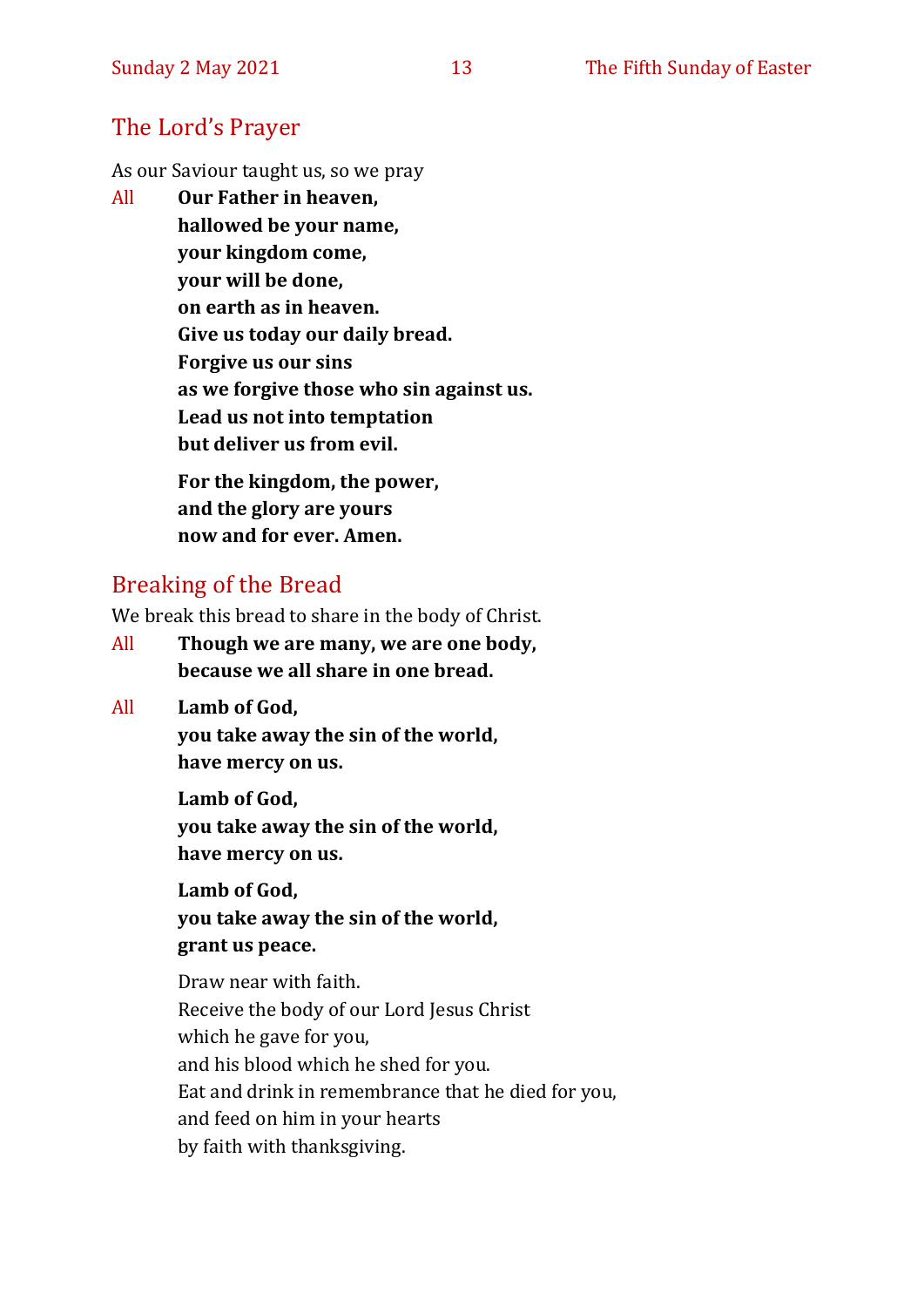## The Lord's Prayer

As our Saviour taught us, so we pray

All **Our Father in heaven,**
**hallowed be your name,**
**your kingdom come,**
**your will be done,**
**on earth as in heaven.**
**Give us today our daily bread.**
**Forgive us our sins**
**as we forgive those who sin against us.**
**Lead us not into temptation**
**but deliver us from evil.**

**For the kingdom, the power,**
**and the glory are yours**
**now and for ever. Amen.**

## Breaking of the Bread

We break this bread to share in the body of Christ.

All **Though we are many, we are one body,**
**because we all share in one bread.**

All **Lamb of God,**
**you take away the sin of the world,**
**have mercy on us.**

**Lamb of God,**
**you take away the sin of the world,**
**have mercy on us.**

**Lamb of God,**
**you take away the sin of the world,**
**grant us peace.**

Draw near with faith.
Receive the body of our Lord Jesus Christ
which he gave for you,
and his blood which he shed for you.
Eat and drink in remembrance that he died for you,
and feed on him in your hearts
by faith with thanksgiving.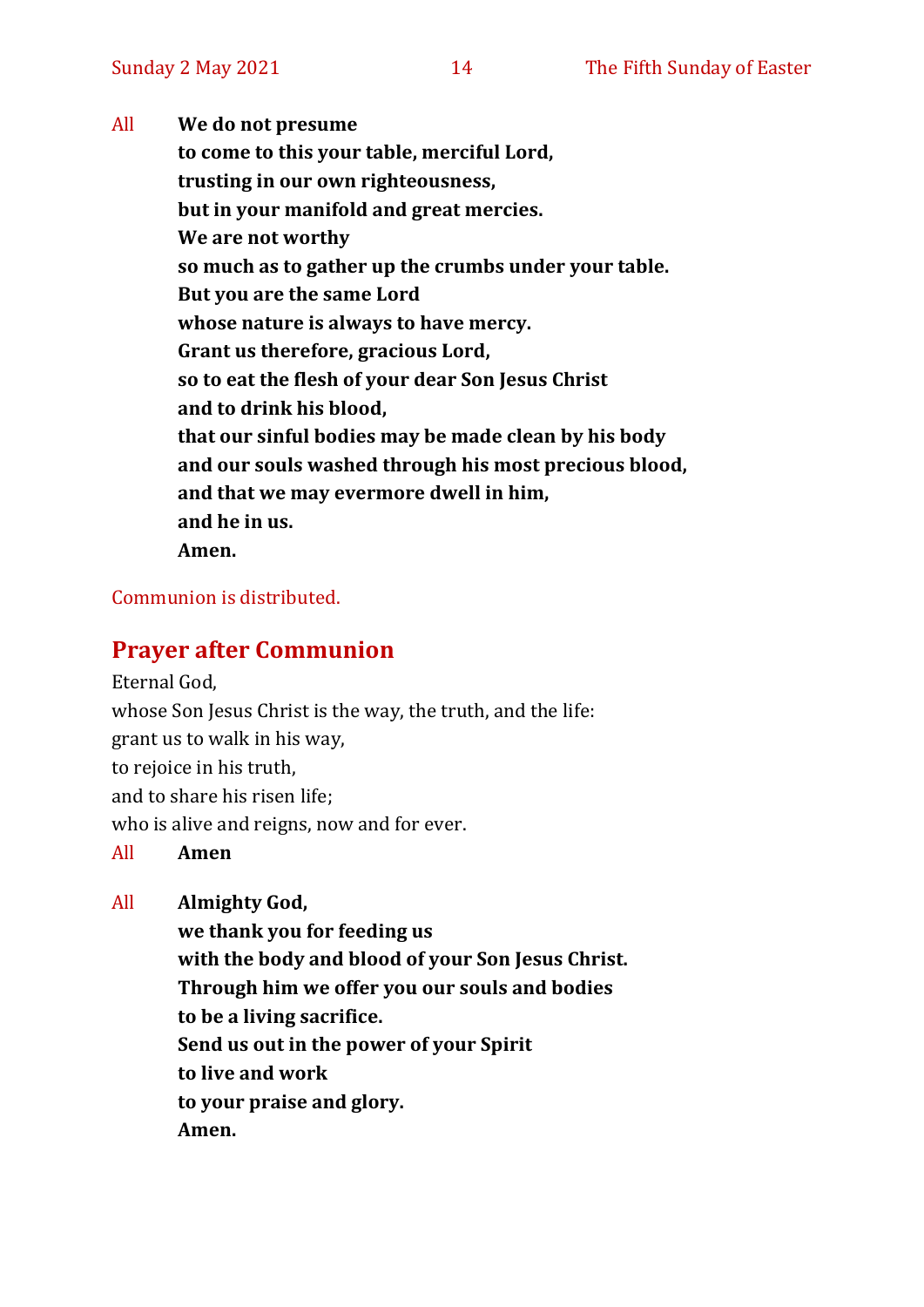All **We do not presume**  
**to come to this your table, merciful Lord,**  
**trusting in our own righteousness,**  
**but in your manifold and great mercies.**  
**We are not worthy**  
**so much as to gather up the crumbs under your table.**  
**But you are the same Lord**  
**whose nature is always to have mercy.**  
**Grant us therefore, gracious Lord,**  
**so to eat the flesh of your dear Son Jesus Christ**  
**and to drink his blood,**  
**that our sinful bodies may be made clean by his body**  
**and our souls washed through his most precious blood,**  
**and that we may evermore dwell in him,**  
**and he in us.**  
**Amen.**

Communion is distributed.

## Prayer after Communion

Eternal God,  
whose Son Jesus Christ is the way, the truth, and the life:  
grant us to walk in his way,  
to rejoice in his truth,  
and to share his risen life;  
who is alive and reigns, now and for ever.

All **Amen**

All **Almighty God,**  
**we thank you for feeding us**  
**with the body and blood of your Son Jesus Christ.**  
**Through him we offer you our souls and bodies**  
**to be a living sacrifice.**  
**Send us out in the power of your Spirit**  
**to live and work**  
**to your praise and glory.**  
**Amen.**